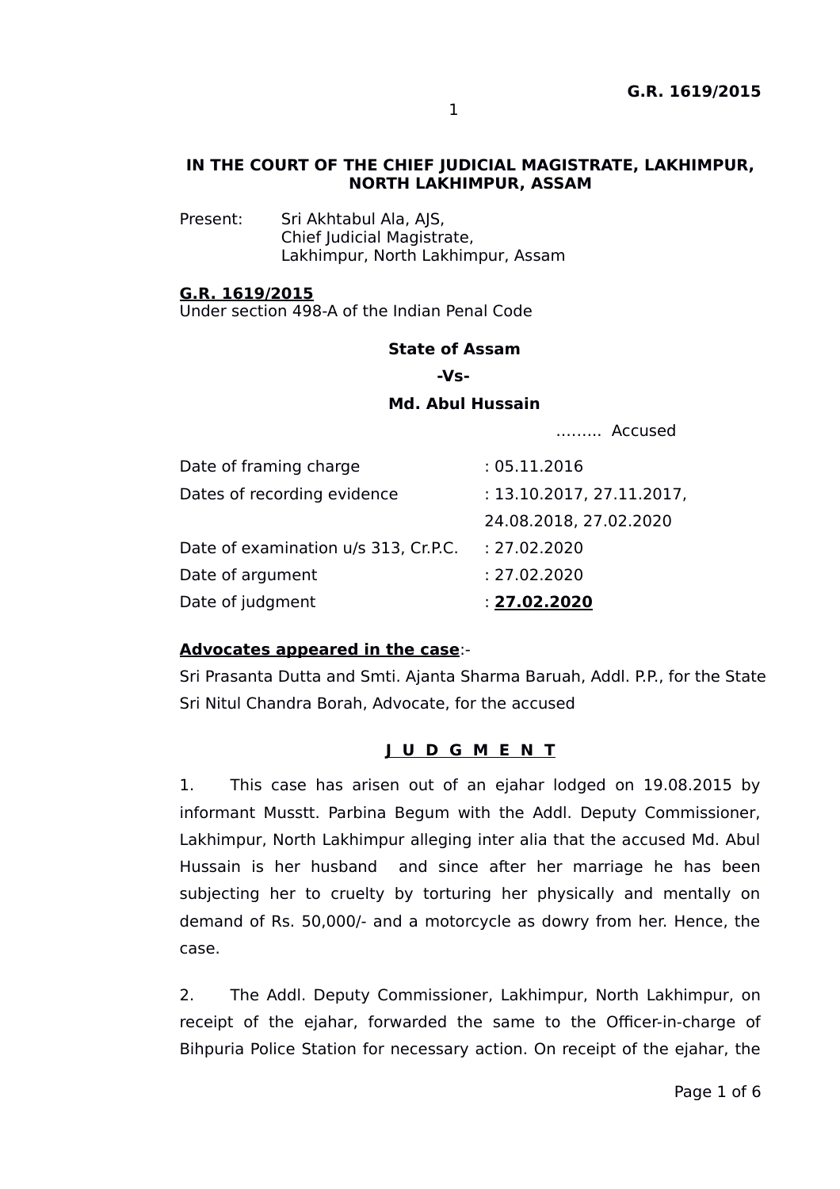**IN THE COURT OF THE CHIEF JUDICIAL MAGISTRATE, LAKHIMPUR, NORTH LAKHIMPUR, ASSAM**

Present: Sri Akhtabul Ala, AJS,
Chief Judicial Magistrate,
Lakhimpur, North Lakhimpur, Assam

**G.R. 1619/2015**
Under section 498-A of the Indian Penal Code

**State of Assam**

**-Vs-**

**Md. Abul Hussain**

……… Accused

| | |
|---|---|
| Date of framing charge | : 05.11.2016 |
| Dates of recording evidence | : 13.10.2017, 27.11.2017, 24.08.2018, 27.02.2020 |
| Date of examination u/s 313, Cr.P.C. | : 27.02.2020 |
| Date of argument | : 27.02.2020 |
| Date of judgment | : **27.02.2020** |

**Advocates appeared in the case**:-
Sri Prasanta Dutta and Smti. Ajanta Sharma Baruah, Addl. P.P., for the State
Sri Nitul Chandra Borah, Advocate, for the accused

**J U D G M E N T**

1. This case has arisen out of an ejahar lodged on 19.08.2015 by informant Musstt. Parbina Begum with the Addl. Deputy Commissioner, Lakhimpur, North Lakhimpur alleging inter alia that the accused Md. Abul Hussain is her husband and since after her marriage he has been subjecting her to cruelty by torturing her physically and mentally on demand of Rs. 50,000/- and a motorcycle as dowry from her. Hence, the case.

2. The Addl. Deputy Commissioner, Lakhimpur, North Lakhimpur, on receipt of the ejahar, forwarded the same to the Officer-in-charge of Bihpuria Police Station for necessary action. On receipt of the ejahar, the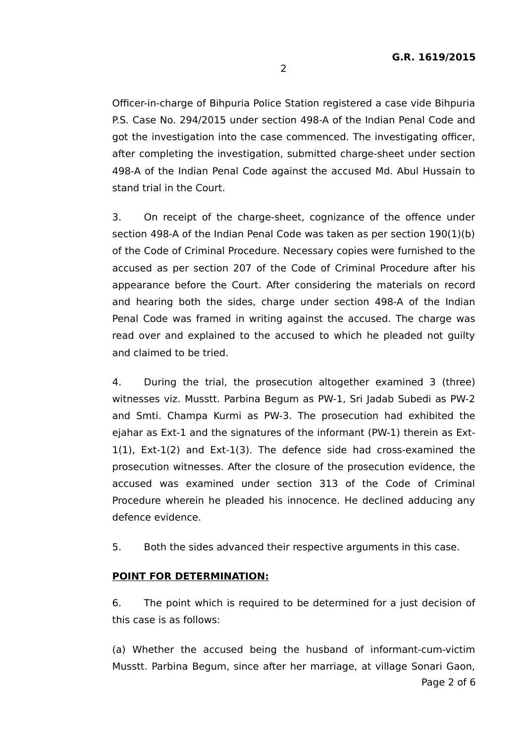Officer-in-charge of Bihpuria Police Station registered a case vide Bihpuria P.S. Case No. 294/2015 under section 498-A of the Indian Penal Code and got the investigation into the case commenced. The investigating officer, after completing the investigation, submitted charge-sheet under section 498-A of the Indian Penal Code against the accused Md. Abul Hussain to stand trial in the Court.

3. On receipt of the charge-sheet, cognizance of the offence under section 498-A of the Indian Penal Code was taken as per section 190(1)(b) of the Code of Criminal Procedure. Necessary copies were furnished to the accused as per section 207 of the Code of Criminal Procedure after his appearance before the Court. After considering the materials on record and hearing both the sides, charge under section 498-A of the Indian Penal Code was framed in writing against the accused. The charge was read over and explained to the accused to which he pleaded not guilty and claimed to be tried.

4. During the trial, the prosecution altogether examined 3 (three) witnesses viz. Musstt. Parbina Begum as PW-1, Sri Jadab Subedi as PW-2 and Smti. Champa Kurmi as PW-3. The prosecution had exhibited the ejahar as Ext-1 and the signatures of the informant (PW-1) therein as Ext-1(1), Ext-1(2) and Ext-1(3). The defence side had cross-examined the prosecution witnesses. After the closure of the prosecution evidence, the accused was examined under section 313 of the Code of Criminal Procedure wherein he pleaded his innocence. He declined adducing any defence evidence.

5. Both the sides advanced their respective arguments in this case.

**POINT FOR DETERMINATION:**

6. The point which is required to be determined for a just decision of this case is as follows:

(a) Whether the accused being the husband of informant-cum-victim Musstt. Parbina Begum, since after her marriage, at village Sonari Gaon,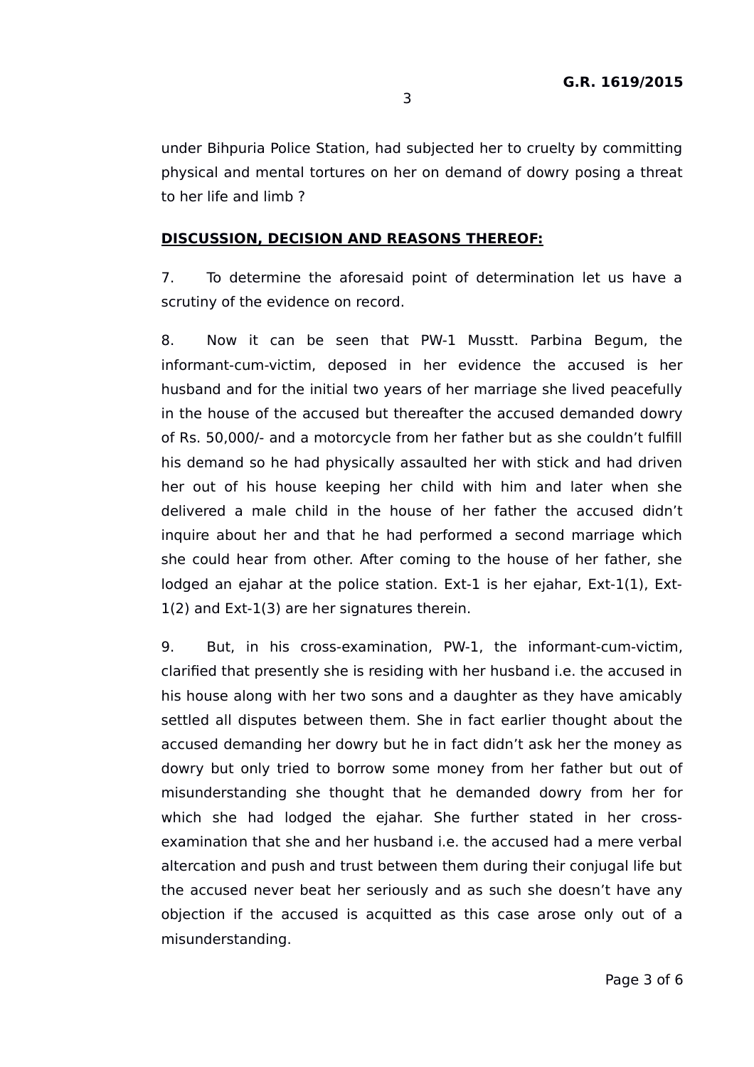under Bihpuria Police Station, had subjected her to cruelty by committing physical and mental tortures on her on demand of dowry posing a threat to her life and limb ?

**DISCUSSION, DECISION AND REASONS THEREOF:**

7. To determine the aforesaid point of determination let us have a scrutiny of the evidence on record.

8. Now it can be seen that PW-1 Musstt. Parbina Begum, the informant-cum-victim, deposed in her evidence the accused is her husband and for the initial two years of her marriage she lived peacefully in the house of the accused but thereafter the accused demanded dowry of Rs. 50,000/- and a motorcycle from her father but as she couldn't fulfill his demand so he had physically assaulted her with stick and had driven her out of his house keeping her child with him and later when she delivered a male child in the house of her father the accused didn't inquire about her and that he had performed a second marriage which she could hear from other. After coming to the house of her father, she lodged an ejahar at the police station. Ext-1 is her ejahar, Ext-1(1), Ext-1(2) and Ext-1(3) are her signatures therein.

9. But, in his cross-examination, PW-1, the informant-cum-victim, clarified that presently she is residing with her husband i.e. the accused in his house along with her two sons and a daughter as they have amicably settled all disputes between them. She in fact earlier thought about the accused demanding her dowry but he in fact didn't ask her the money as dowry but only tried to borrow some money from her father but out of misunderstanding she thought that he demanded dowry from her for which she had lodged the ejahar. She further stated in her cross-examination that she and her husband i.e. the accused had a mere verbal altercation and push and trust between them during their conjugal life but the accused never beat her seriously and as such she doesn't have any objection if the accused is acquitted as this case arose only out of a misunderstanding.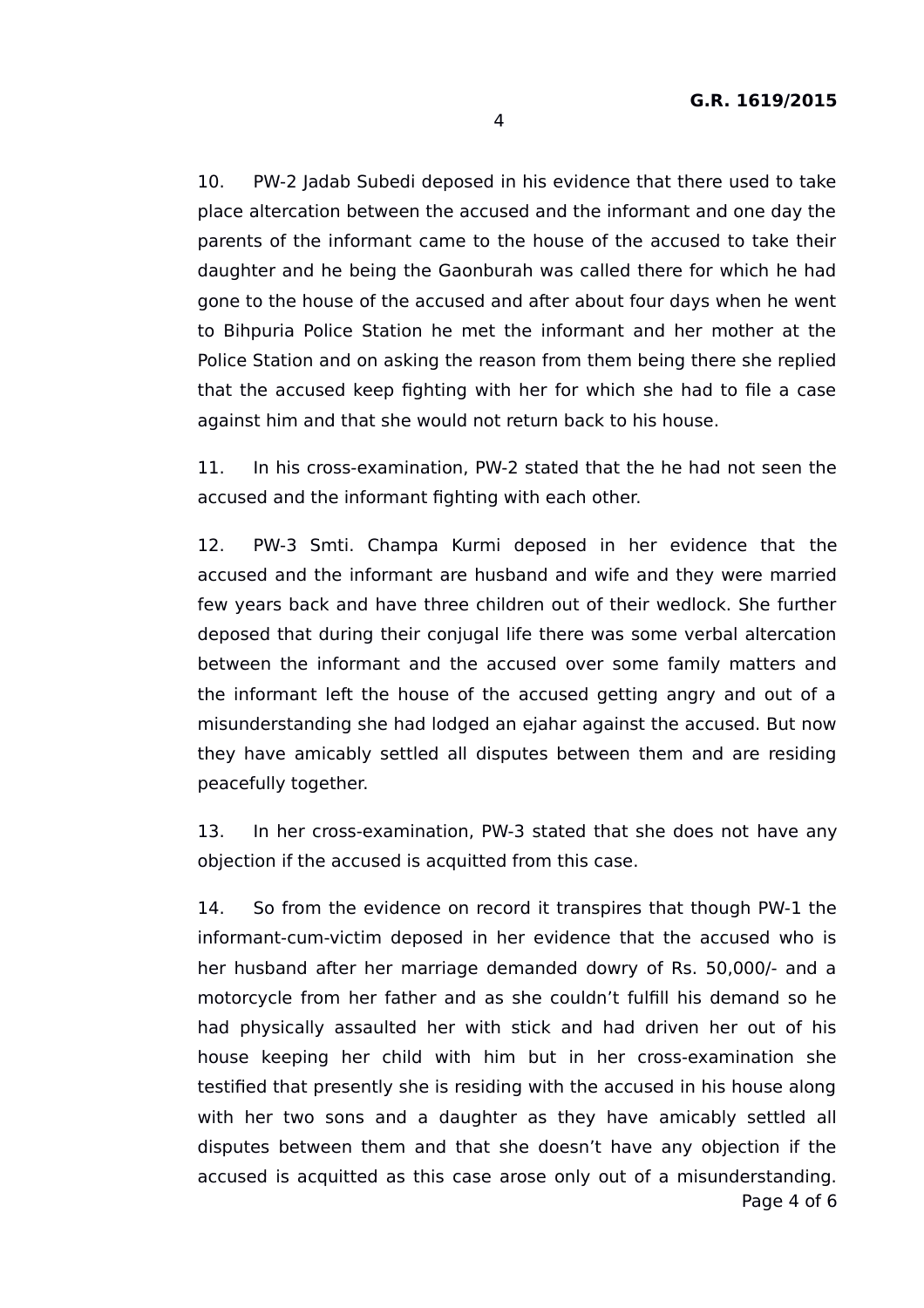10. PW-2 Jadab Subedi deposed in his evidence that there used to take place altercation between the accused and the informant and one day the parents of the informant came to the house of the accused to take their daughter and he being the Gaonburah was called there for which he had gone to the house of the accused and after about four days when he went to Bihpuria Police Station he met the informant and her mother at the Police Station and on asking the reason from them being there she replied that the accused keep fighting with her for which she had to file a case against him and that she would not return back to his house.

11. In his cross-examination, PW-2 stated that the he had not seen the accused and the informant fighting with each other.

12. PW-3 Smti. Champa Kurmi deposed in her evidence that the accused and the informant are husband and wife and they were married few years back and have three children out of their wedlock. She further deposed that during their conjugal life there was some verbal altercation between the informant and the accused over some family matters and the informant left the house of the accused getting angry and out of a misunderstanding she had lodged an ejahar against the accused. But now they have amicably settled all disputes between them and are residing peacefully together.

13. In her cross-examination, PW-3 stated that she does not have any objection if the accused is acquitted from this case.

14. So from the evidence on record it transpires that though PW-1 the informant-cum-victim deposed in her evidence that the accused who is her husband after her marriage demanded dowry of Rs. 50,000/- and a motorcycle from her father and as she couldn't fulfill his demand so he had physically assaulted her with stick and had driven her out of his house keeping her child with him but in her cross-examination she testified that presently she is residing with the accused in his house along with her two sons and a daughter as they have amicably settled all disputes between them and that she doesn't have any objection if the accused is acquitted as this case arose only out of a misunderstanding.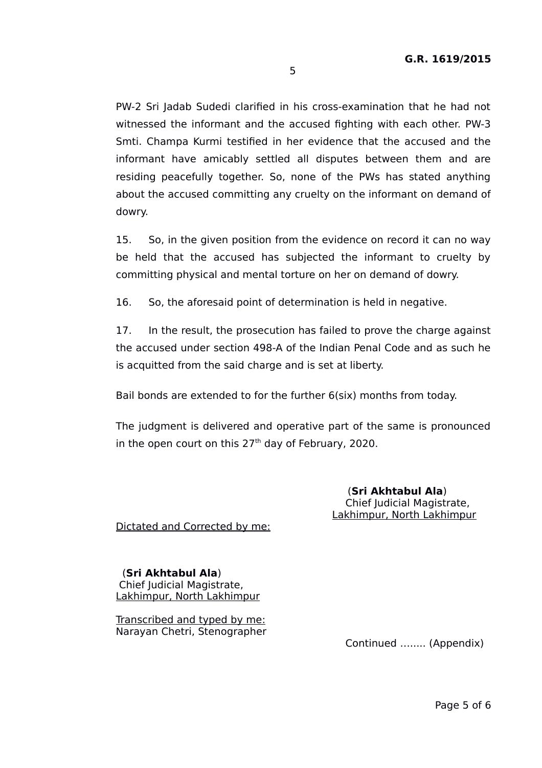PW-2 Sri Jadab Sudedi clarified in his cross-examination that he had not witnessed the informant and the accused fighting with each other. PW-3 Smti. Champa Kurmi testified in her evidence that the accused and the informant have amicably settled all disputes between them and are residing peacefully together. So, none of the PWs has stated anything about the accused committing any cruelty on the informant on demand of dowry.

15. So, in the given position from the evidence on record it can no way be held that the accused has subjected the informant to cruelty by committing physical and mental torture on her on demand of dowry.

16. So, the aforesaid point of determination is held in negative.

17. In the result, the prosecution has failed to prove the charge against the accused under section 498-A of the Indian Penal Code and as such he is acquitted from the said charge and is set at liberty.

Bail bonds are extended to for the further 6(six) months from today.

The judgment is delivered and operative part of the same is pronounced in the open court on this 27th day of February, 2020.

(**Sri Akhtabul Ala**)
Chief Judicial Magistrate,
Lakhimpur, North Lakhimpur

Dictated and Corrected by me:

(**Sri Akhtabul Ala**)
Chief Judicial Magistrate,
Lakhimpur, North Lakhimpur

Transcribed and typed by me:
Narayan Chetri, Stenographer

Continued …….. (Appendix)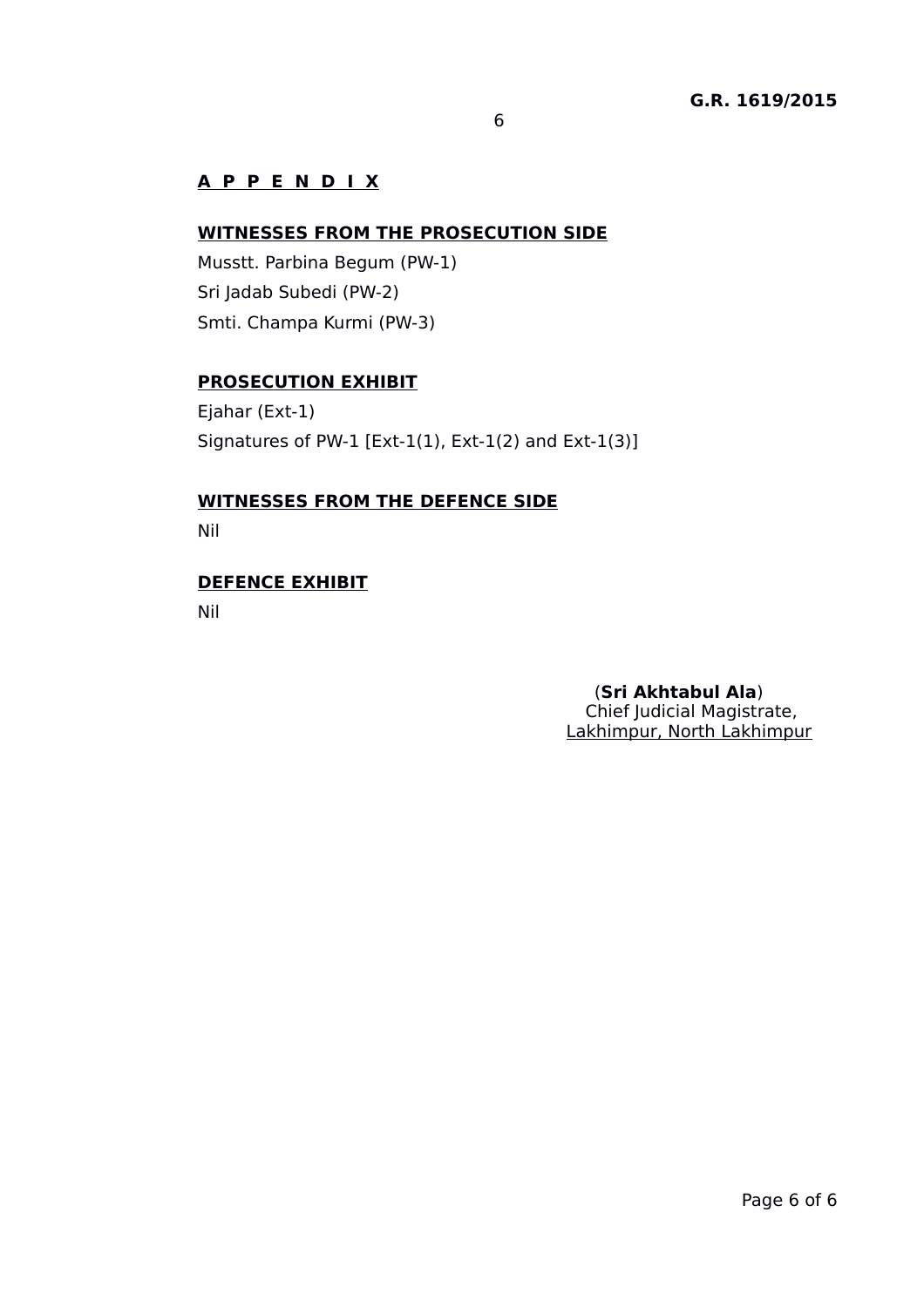## A P P E N D I X

### WITNESSES FROM THE PROSECUTION SIDE

Musstt. Parbina Begum (PW-1)
Sri Jadab Subedi (PW-2)
Smti. Champa Kurmi (PW-3)

### PROSECUTION EXHIBIT

Ejahar (Ext-1)
Signatures of PW-1 [Ext-1(1), Ext-1(2) and Ext-1(3)]

### WITNESSES FROM THE DEFENCE SIDE

Nil

### DEFENCE EXHIBIT

Nil

(**Sri Akhtabul Ala**)
Chief Judicial Magistrate,
Lakhimpur, North Lakhimpur